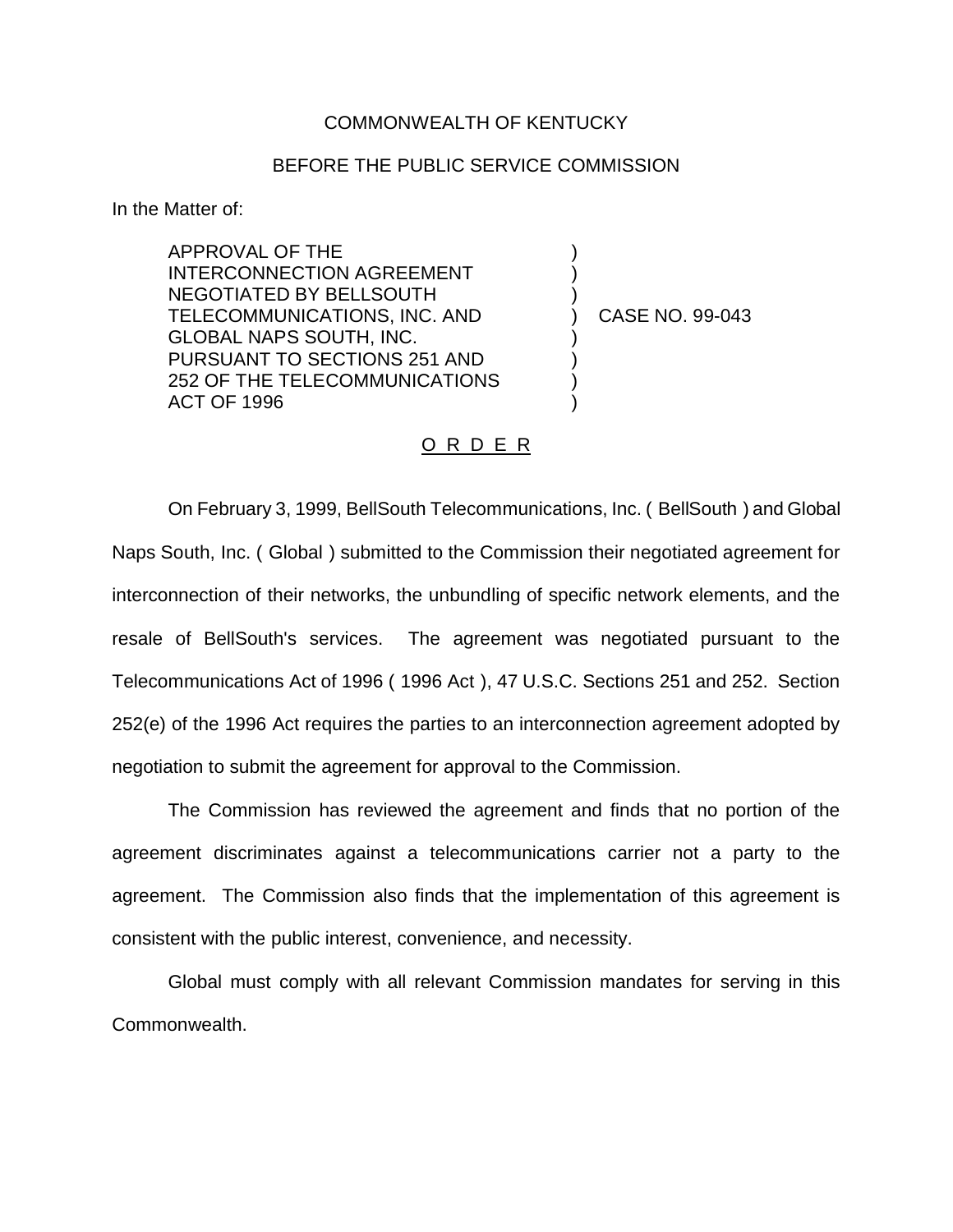COMMONWEALTH OF KENTUCKY

BEFORE THE PUBLIC SERVICE COMMISSION

In the Matter of:

| | | |
|---|---|---|
| APPROVAL OF THE INTERCONNECTION AGREEMENT NEGOTIATED BY BELLSOUTH TELECOMMUNICATIONS, INC. AND GLOBAL NAPS SOUTH, INC. PURSUANT TO SECTIONS 251 AND 252 OF THE TELECOMMUNICATIONS ACT OF 1996 | ) | CASE NO. 99-043 |

# O R D E R

On February 3, 1999, BellSouth Telecommunications, Inc. ( BellSouth ) and Global Naps South, Inc. ( Global ) submitted to the Commission their negotiated agreement for interconnection of their networks, the unbundling of specific network elements, and the resale of BellSouth's services. The agreement was negotiated pursuant to the Telecommunications Act of 1996 ( 1996 Act ), 47 U.S.C. Sections 251 and 252. Section 252(e) of the 1996 Act requires the parties to an interconnection agreement adopted by negotiation to submit the agreement for approval to the Commission.

The Commission has reviewed the agreement and finds that no portion of the agreement discriminates against a telecommunications carrier not a party to the agreement. The Commission also finds that the implementation of this agreement is consistent with the public interest, convenience, and necessity.

Global must comply with all relevant Commission mandates for serving in this Commonwealth.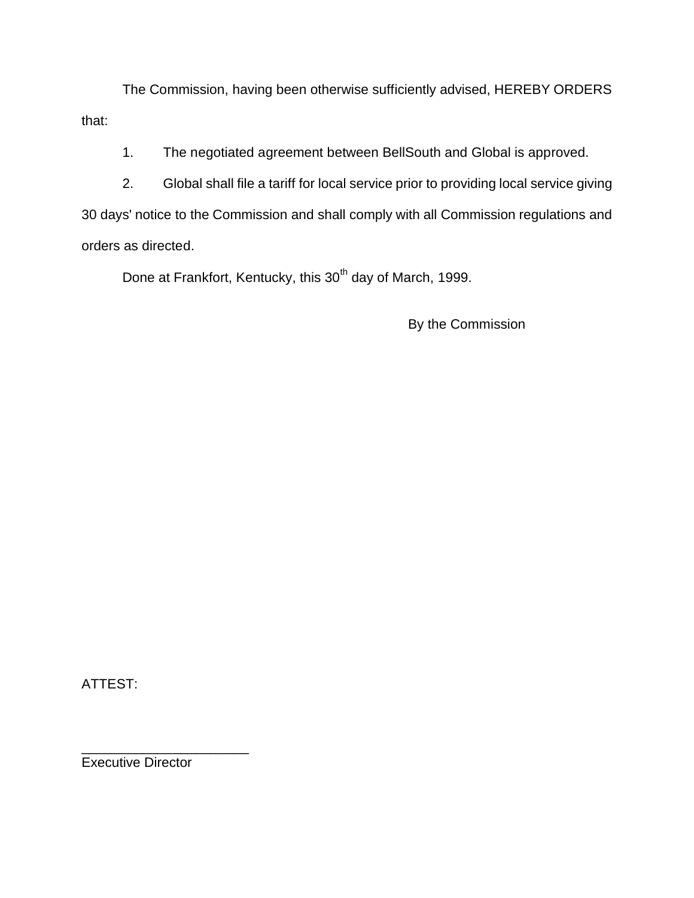The Commission, having been otherwise sufficiently advised, HEREBY ORDERS that:

1. The negotiated agreement between BellSouth and Global is approved.

2. Global shall file a tariff for local service prior to providing local service giving 30 days' notice to the Commission and shall comply with all Commission regulations and orders as directed.

Done at Frankfort, Kentucky, this 30th day of March, 1999.

By the Commission

ATTEST:

______________________
Executive Director